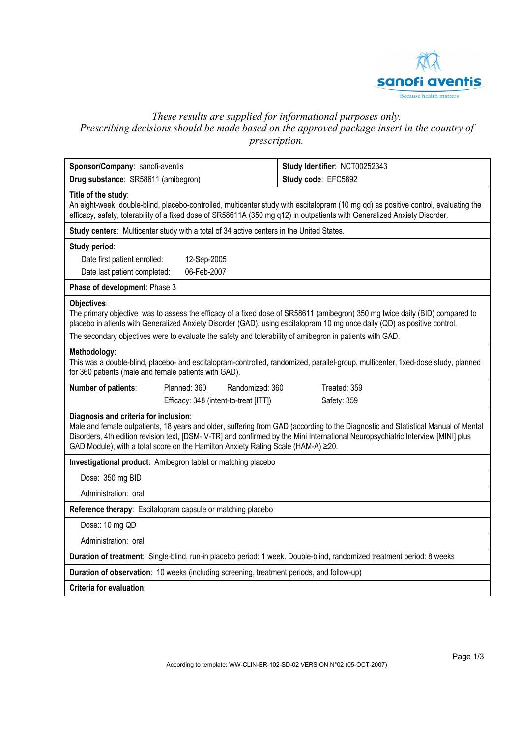*These results are supplied for informational purposes only.*
*Prescribing decisions should be made based on the approved package insert in the country of prescription.*

| **Sponsor/Company**: sanofi-aventis | **Study Identifier**: NCT00252343 |
|---|---|
| **Drug substance**: SR58611 (amibegron) | **Study code**: EFC5892 |

**Title of the study**:
An eight-week, double-blind, placebo-controlled, multicenter study with escitalopram (10 mg qd) as positive control, evaluating the efficacy, safety, tolerability of a fixed dose of SR58611A (350 mg q12) in outpatients with Generalized Anxiety Disorder.

**Study centers**: Multicenter study with a total of 34 active centers in the United States.

**Study period**:

Date first patient enrolled: 12-Sep-2005

Date last patient completed: 06-Feb-2007

**Phase of development**: Phase 3

**Objectives**:
The primary objective was to assess the efficacy of a fixed dose of SR58611 (amibegron) 350 mg twice daily (BID) compared to placebo in atients with Generalized Anxiety Disorder (GAD), using escitalopram 10 mg once daily (QD) as positive control.

The secondary objectives were to evaluate the safety and tolerability of amibegron in patients with GAD.

**Methodology**:
This was a double-blind, placebo- and escitalopram-controlled, randomized, parallel-group, multicenter, fixed-dose study, planned for 360 patients (male and female patients with GAD).

| **Number of patients**: | Planned: 360 | Randomized: 360 | Treated: 359 |
|---|---|---|---|
| | Efficacy: 348 (intent-to-treat [ITT]) | | Safety: 359 |

**Diagnosis and criteria for inclusion**:
Male and female outpatients, 18 years and older, suffering from GAD (according to the Diagnostic and Statistical Manual of Mental Disorders, 4th edition revision text, [DSM-IV-TR] and confirmed by the Mini International Neuropsychiatric Interview [MINI] plus GAD Module), with a total score on the Hamilton Anxiety Rating Scale (HAM-A) ≥20.

**Investigational product**: Amibegron tablet or matching placebo

Dose: 350 mg BID

Administration: oral

**Reference therapy**: Escitalopram capsule or matching placebo

Dose:: 10 mg QD

Administration: oral

**Duration of treatment**: Single-blind, run-in placebo period: 1 week. Double-blind, randomized treatment period: 8 weeks

**Duration of observation**: 10 weeks (including screening, treatment periods, and follow-up)

**Criteria for evaluation**:

According to template: WW-CLIN-ER-102-SD-02 VERSION N°02 (05-OCT-2007)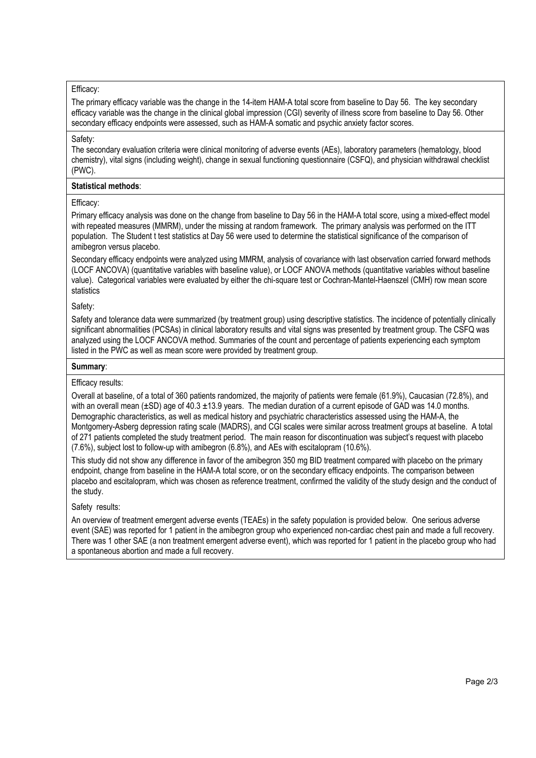Efficacy:

The primary efficacy variable was the change in the 14-item HAM-A total score from baseline to Day 56. The key secondary efficacy variable was the change in the clinical global impression (CGI) severity of illness score from baseline to Day 56. Other secondary efficacy endpoints were assessed, such as HAM-A somatic and psychic anxiety factor scores.

Safety:

The secondary evaluation criteria were clinical monitoring of adverse events (AEs), laboratory parameters (hematology, blood chemistry), vital signs (including weight), change in sexual functioning questionnaire (CSFQ), and physician withdrawal checklist (PWC).

**Statistical methods**:

Efficacy:

Primary efficacy analysis was done on the change from baseline to Day 56 in the HAM-A total score, using a mixed-effect model with repeated measures (MMRM), under the missing at random framework. The primary analysis was performed on the ITT population. The Student t test statistics at Day 56 were used to determine the statistical significance of the comparison of amibegron versus placebo.

Secondary efficacy endpoints were analyzed using MMRM, analysis of covariance with last observation carried forward methods (LOCF ANCOVA) (quantitative variables with baseline value), or LOCF ANOVA methods (quantitative variables without baseline value). Categorical variables were evaluated by either the chi-square test or Cochran-Mantel-Haenszel (CMH) row mean score statistics

Safety:

Safety and tolerance data were summarized (by treatment group) using descriptive statistics. The incidence of potentially clinically significant abnormalities (PCSAs) in clinical laboratory results and vital signs was presented by treatment group. The CSFQ was analyzed using the LOCF ANCOVA method. Summaries of the count and percentage of patients experiencing each symptom listed in the PWC as well as mean score were provided by treatment group.

**Summary**:

Efficacy results:

Overall at baseline, of a total of 360 patients randomized, the majority of patients were female (61.9%), Caucasian (72.8%), and with an overall mean (±SD) age of 40.3 ±13.9 years. The median duration of a current episode of GAD was 14.0 months. Demographic characteristics, as well as medical history and psychiatric characteristics assessed using the HAM-A, the Montgomery-Asberg depression rating scale (MADRS), and CGI scales were similar across treatment groups at baseline. A total of 271 patients completed the study treatment period. The main reason for discontinuation was subject's request with placebo (7.6%), subject lost to follow-up with amibegron (6.8%), and AEs with escitalopram (10.6%).

This study did not show any difference in favor of the amibegron 350 mg BID treatment compared with placebo on the primary endpoint, change from baseline in the HAM-A total score, or on the secondary efficacy endpoints. The comparison between placebo and escitalopram, which was chosen as reference treatment, confirmed the validity of the study design and the conduct of the study.

Safety results:

An overview of treatment emergent adverse events (TEAEs) in the safety population is provided below. One serious adverse event (SAE) was reported for 1 patient in the amibegron group who experienced non-cardiac chest pain and made a full recovery. There was 1 other SAE (a non treatment emergent adverse event), which was reported for 1 patient in the placebo group who had a spontaneous abortion and made a full recovery.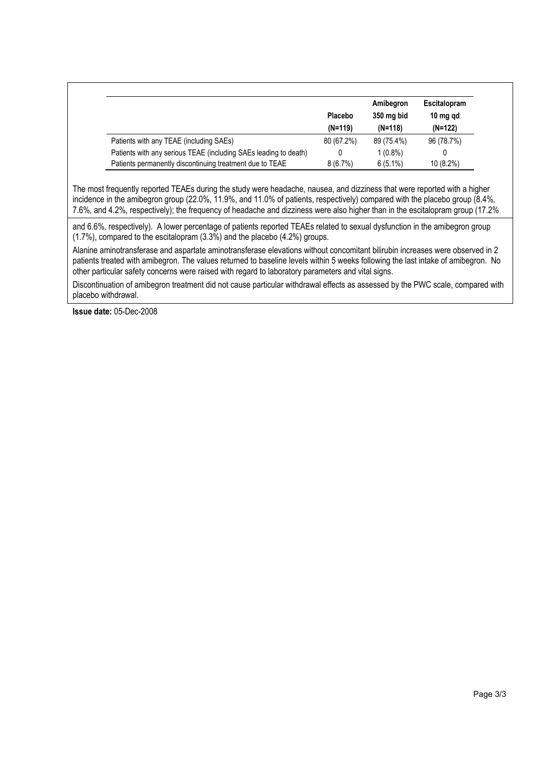| | Placebo (N=119) | Amibegron 350 mg bid (N=118) | Escitalopram 10 mg qd (N=122) |
|---|---|---|---|
| Patients with any TEAE (including SAEs) | 80 (67.2%) | 89 (75.4%) | 96 (78.7%) |
| Patients with any serious TEAE (including SAEs leading to death) | 0 | 1 (0.8%) | 0 |
| Patients permanently discontinuing treatment due to TEAE | 8 (6.7%) | 6 (5.1%) | 10 (8.2%) |

The most frequently reported TEAEs during the study were headache, nausea, and dizziness that were reported with a higher incidence in the amibegron group (22.0%, 11.9%, and 11.0% of patients, respectively) compared with the placebo group (8.4%, 7.6%, and 4.2%, respectively); the frequency of headache and dizziness were also higher than in the escitalopram group (17.2% and 6.6%, respectively). A lower percentage of patients reported TEAEs related to sexual dysfunction in the amibegron group (1.7%), compared to the escitalopram (3.3%) and the placebo (4.2%) groups.

Alanine aminotransferase and aspartate aminotransferase elevations without concomitant bilirubin increases were observed in 2 patients treated with amibegron. The values returned to baseline levels within 5 weeks following the last intake of amibegron. No other particular safety concerns were raised with regard to laboratory parameters and vital signs.

Discontinuation of amibegron treatment did not cause particular withdrawal effects as assessed by the PWC scale, compared with placebo withdrawal.

**Issue date:** 05-Dec-2008